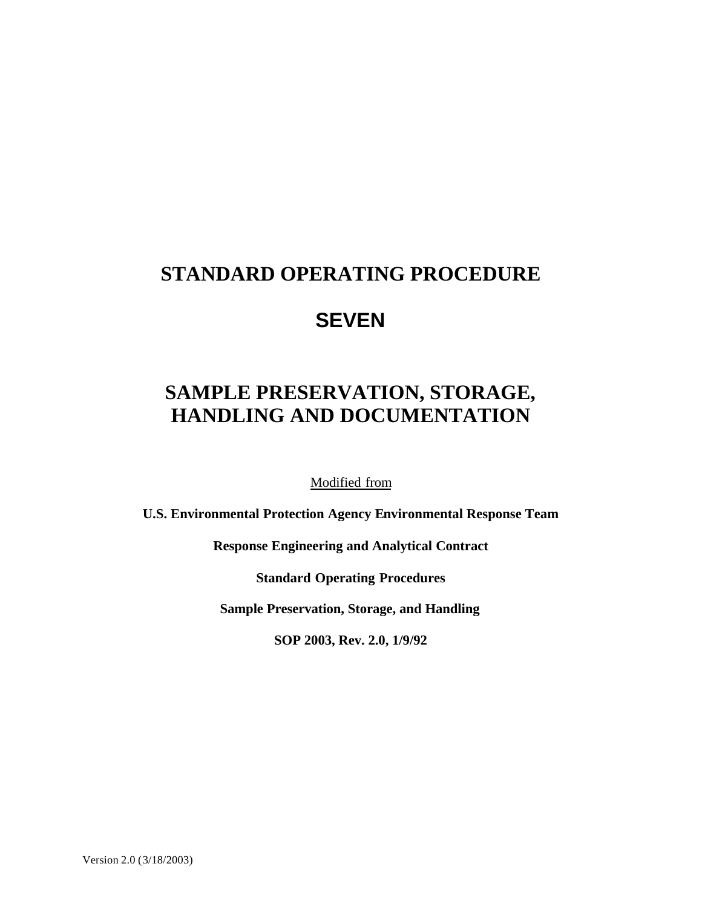# STANDARD OPERATING PROCEDURE

# SEVEN

# SAMPLE PRESERVATION, STORAGE, HANDLING AND DOCUMENTATION

Modified from

**U.S. Environmental Protection Agency Environmental Response Team**

**Response Engineering and Analytical Contract**

**Standard Operating Procedures**

**Sample Preservation, Storage, and Handling**

**SOP 2003, Rev. 2.0, 1/9/92**

Version 2.0 (3/18/2003)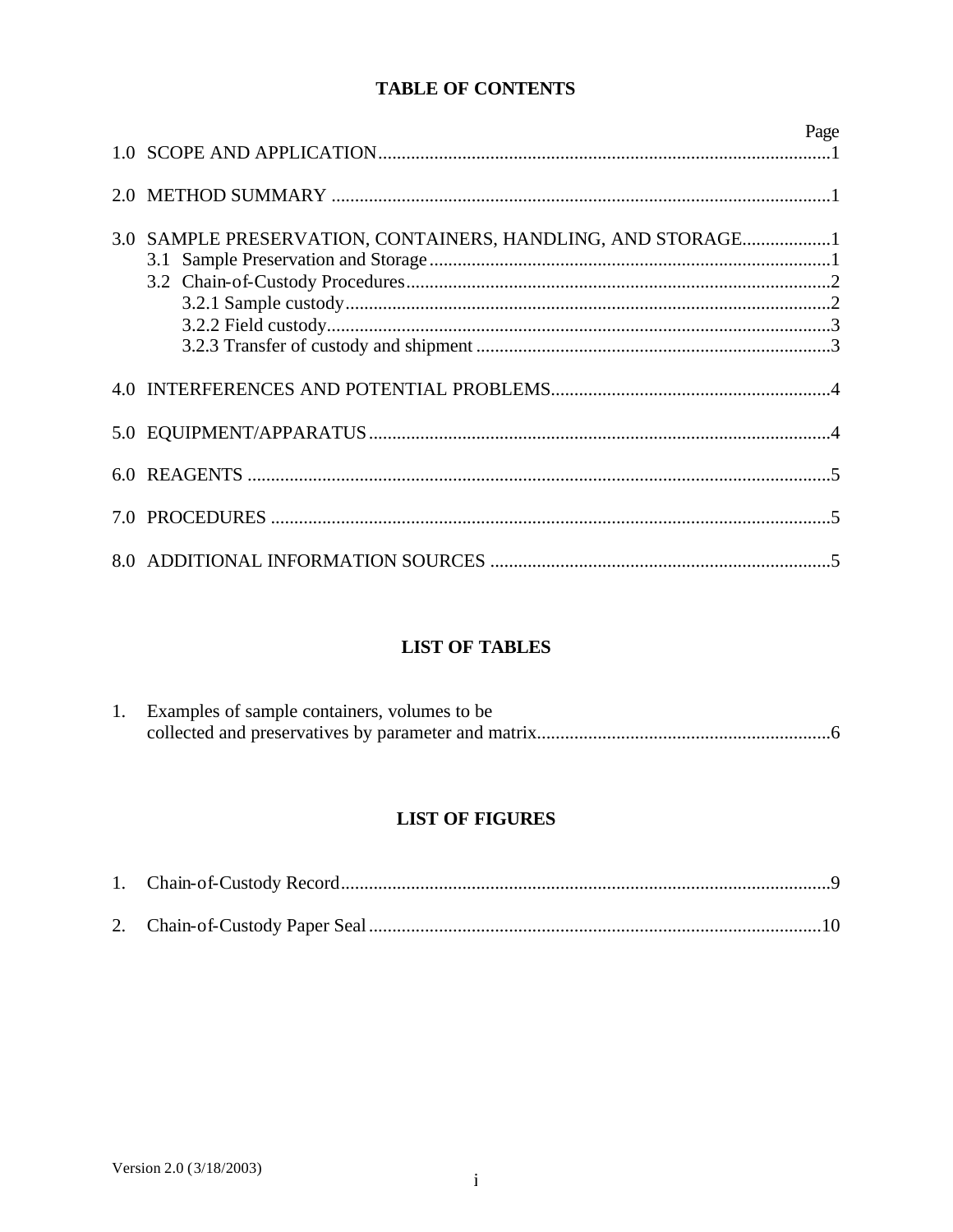## TABLE OF CONTENTS

| | Page |
|---|---|
| 1.0 SCOPE AND APPLICATION | 1 |
| 2.0 METHOD SUMMARY | 1 |
| 3.0 SAMPLE PRESERVATION, CONTAINERS, HANDLING, AND STORAGE | 1 |
| 3.1 Sample Preservation and Storage | 1 |
| 3.2 Chain-of-Custody Procedures | 2 |
| 3.2.1 Sample custody | 2 |
| 3.2.2 Field custody | 3 |
| 3.2.3 Transfer of custody and shipment | 3 |
| 4.0 INTERFERENCES AND POTENTIAL PROBLEMS | 4 |
| 5.0 EQUIPMENT/APPARATUS | 4 |
| 6.0 REAGENTS | 5 |
| 7.0 PROCEDURES | 5 |
| 8.0 ADDITIONAL INFORMATION SOURCES | 5 |

## LIST OF TABLES

| | Page |
|---|---|
| 1. Examples of sample containers, volumes to be collected and preservatives by parameter and matrix | 6 |

## LIST OF FIGURES

| | Page |
|---|---|
| 1. Chain-of-Custody Record | 9 |
| 2. Chain-of-Custody Paper Seal | 10 |

Version 2.0 (3/18/2003)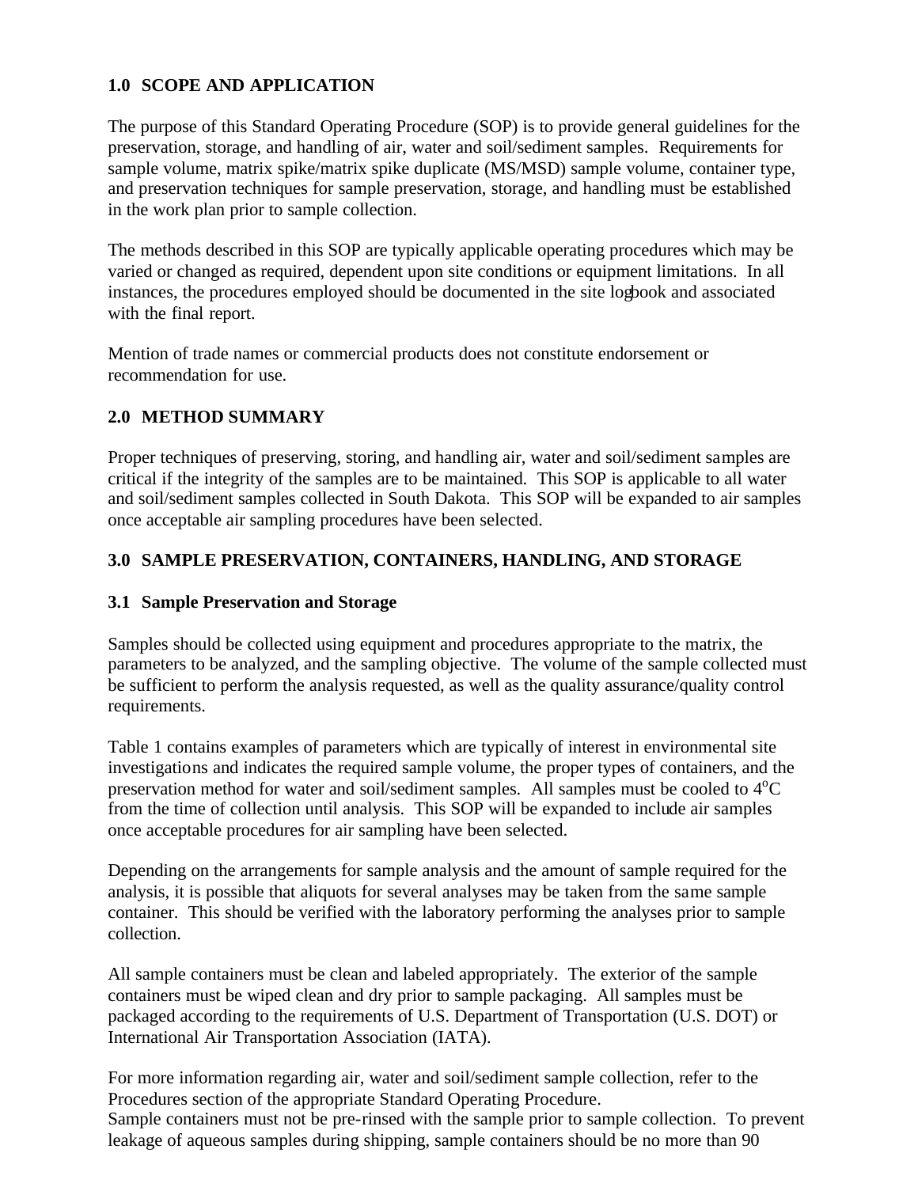## 1.0 SCOPE AND APPLICATION

The purpose of this Standard Operating Procedure (SOP) is to provide general guidelines for the preservation, storage, and handling of air, water and soil/sediment samples. Requirements for sample volume, matrix spike/matrix spike duplicate (MS/MSD) sample volume, container type, and preservation techniques for sample preservation, storage, and handling must be established in the work plan prior to sample collection.

The methods described in this SOP are typically applicable operating procedures which may be varied or changed as required, dependent upon site conditions or equipment limitations. In all instances, the procedures employed should be documented in the site logbook and associated with the final report.

Mention of trade names or commercial products does not constitute endorsement or recommendation for use.

## 2.0 METHOD SUMMARY

Proper techniques of preserving, storing, and handling air, water and soil/sediment samples are critical if the integrity of the samples are to be maintained. This SOP is applicable to all water and soil/sediment samples collected in South Dakota. This SOP will be expanded to air samples once acceptable air sampling procedures have been selected.

## 3.0 SAMPLE PRESERVATION, CONTAINERS, HANDLING, AND STORAGE

### 3.1 Sample Preservation and Storage

Samples should be collected using equipment and procedures appropriate to the matrix, the parameters to be analyzed, and the sampling objective. The volume of the sample collected must be sufficient to perform the analysis requested, as well as the quality assurance/quality control requirements.

Table 1 contains examples of parameters which are typically of interest in environmental site investigations and indicates the required sample volume, the proper types of containers, and the preservation method for water and soil/sediment samples. All samples must be cooled to 4$^{o}$C from the time of collection until analysis. This SOP will be expanded to include air samples once acceptable procedures for air sampling have been selected.

Depending on the arrangements for sample analysis and the amount of sample required for the analysis, it is possible that aliquots for several analyses may be taken from the same sample container. This should be verified with the laboratory performing the analyses prior to sample collection.

All sample containers must be clean and labeled appropriately. The exterior of the sample containers must be wiped clean and dry prior to sample packaging. All samples must be packaged according to the requirements of U.S. Department of Transportation (U.S. DOT) or International Air Transportation Association (IATA).

For more information regarding air, water and soil/sediment sample collection, refer to the Procedures section of the appropriate Standard Operating Procedure.
Sample containers must not be pre-rinsed with the sample prior to sample collection. To prevent leakage of aqueous samples during shipping, sample containers should be no more than 90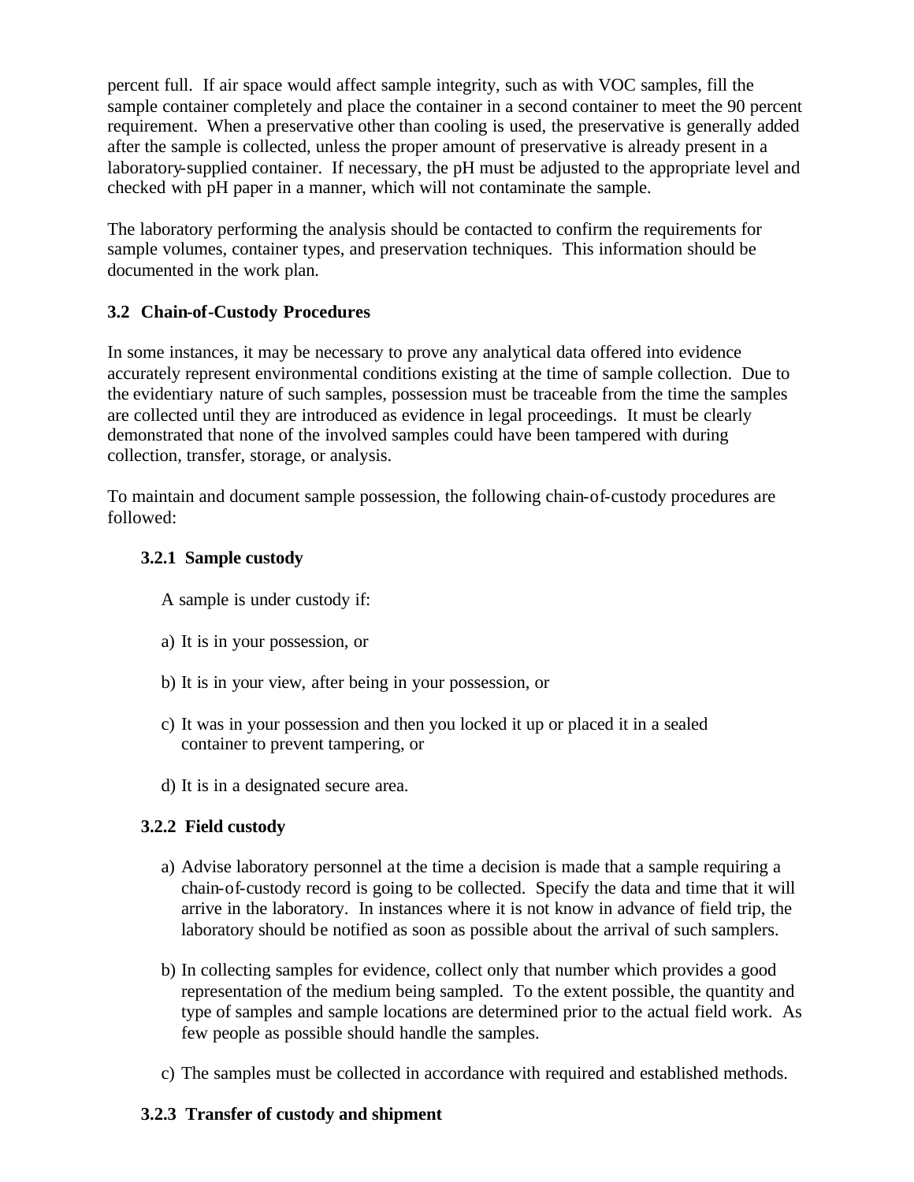percent full. If air space would affect sample integrity, such as with VOC samples, fill the sample container completely and place the container in a second container to meet the 90 percent requirement. When a preservative other than cooling is used, the preservative is generally added after the sample is collected, unless the proper amount of preservative is already present in a laboratory-supplied container. If necessary, the pH must be adjusted to the appropriate level and checked with pH paper in a manner, which will not contaminate the sample.

The laboratory performing the analysis should be contacted to confirm the requirements for sample volumes, container types, and preservation techniques. This information should be documented in the work plan.

### 3.2 Chain-of-Custody Procedures

In some instances, it may be necessary to prove any analytical data offered into evidence accurately represent environmental conditions existing at the time of sample collection. Due to the evidentiary nature of such samples, possession must be traceable from the time the samples are collected until they are introduced as evidence in legal proceedings. It must be clearly demonstrated that none of the involved samples could have been tampered with during collection, transfer, storage, or analysis.

To maintain and document sample possession, the following chain-of-custody procedures are followed:

#### 3.2.1 Sample custody

A sample is under custody if:

a) It is in your possession, or

b) It is in your view, after being in your possession, or

c) It was in your possession and then you locked it up or placed it in a sealed container to prevent tampering, or

d) It is in a designated secure area.

#### 3.2.2 Field custody

a) Advise laboratory personnel at the time a decision is made that a sample requiring a chain-of-custody record is going to be collected. Specify the data and time that it will arrive in the laboratory. In instances where it is not know in advance of field trip, the laboratory should be notified as soon as possible about the arrival of such samplers.

b) In collecting samples for evidence, collect only that number which provides a good representation of the medium being sampled. To the extent possible, the quantity and type of samples and sample locations are determined prior to the actual field work. As few people as possible should handle the samples.

c) The samples must be collected in accordance with required and established methods.

#### 3.2.3 Transfer of custody and shipment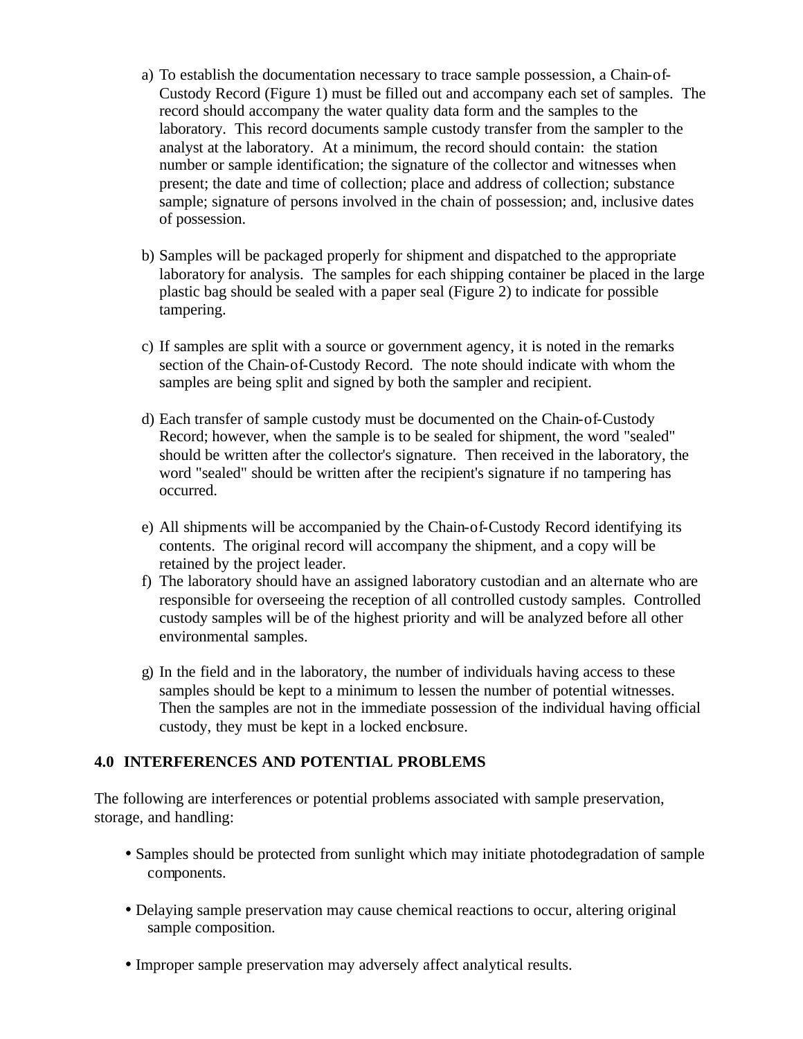a) To establish the documentation necessary to trace sample possession, a Chain-of-Custody Record (Figure 1) must be filled out and accompany each set of samples. The record should accompany the water quality data form and the samples to the laboratory. This record documents sample custody transfer from the sampler to the analyst at the laboratory. At a minimum, the record should contain: the station number or sample identification; the signature of the collector and witnesses when present; the date and time of collection; place and address of collection; substance sample; signature of persons involved in the chain of possession; and, inclusive dates of possession.

b) Samples will be packaged properly for shipment and dispatched to the appropriate laboratory for analysis. The samples for each shipping container be placed in the large plastic bag should be sealed with a paper seal (Figure 2) to indicate for possible tampering.

c) If samples are split with a source or government agency, it is noted in the remarks section of the Chain-of-Custody Record. The note should indicate with whom the samples are being split and signed by both the sampler and recipient.

d) Each transfer of sample custody must be documented on the Chain-of-Custody Record; however, when the sample is to be sealed for shipment, the word "sealed" should be written after the collector's signature. Then received in the laboratory, the word "sealed" should be written after the recipient's signature if no tampering has occurred.

e) All shipments will be accompanied by the Chain-of-Custody Record identifying its contents. The original record will accompany the shipment, and a copy will be retained by the project leader.

f) The laboratory should have an assigned laboratory custodian and an alternate who are responsible for overseeing the reception of all controlled custody samples. Controlled custody samples will be of the highest priority and will be analyzed before all other environmental samples.

g) In the field and in the laboratory, the number of individuals having access to these samples should be kept to a minimum to lessen the number of potential witnesses. Then the samples are not in the immediate possession of the individual having official custody, they must be kept in a locked enclosure.

## 4.0 INTERFERENCES AND POTENTIAL PROBLEMS

The following are interferences or potential problems associated with sample preservation, storage, and handling:

- Samples should be protected from sunlight which may initiate photodegradation of sample components.

- Delaying sample preservation may cause chemical reactions to occur, altering original sample composition.

- Improper sample preservation may adversely affect analytical results.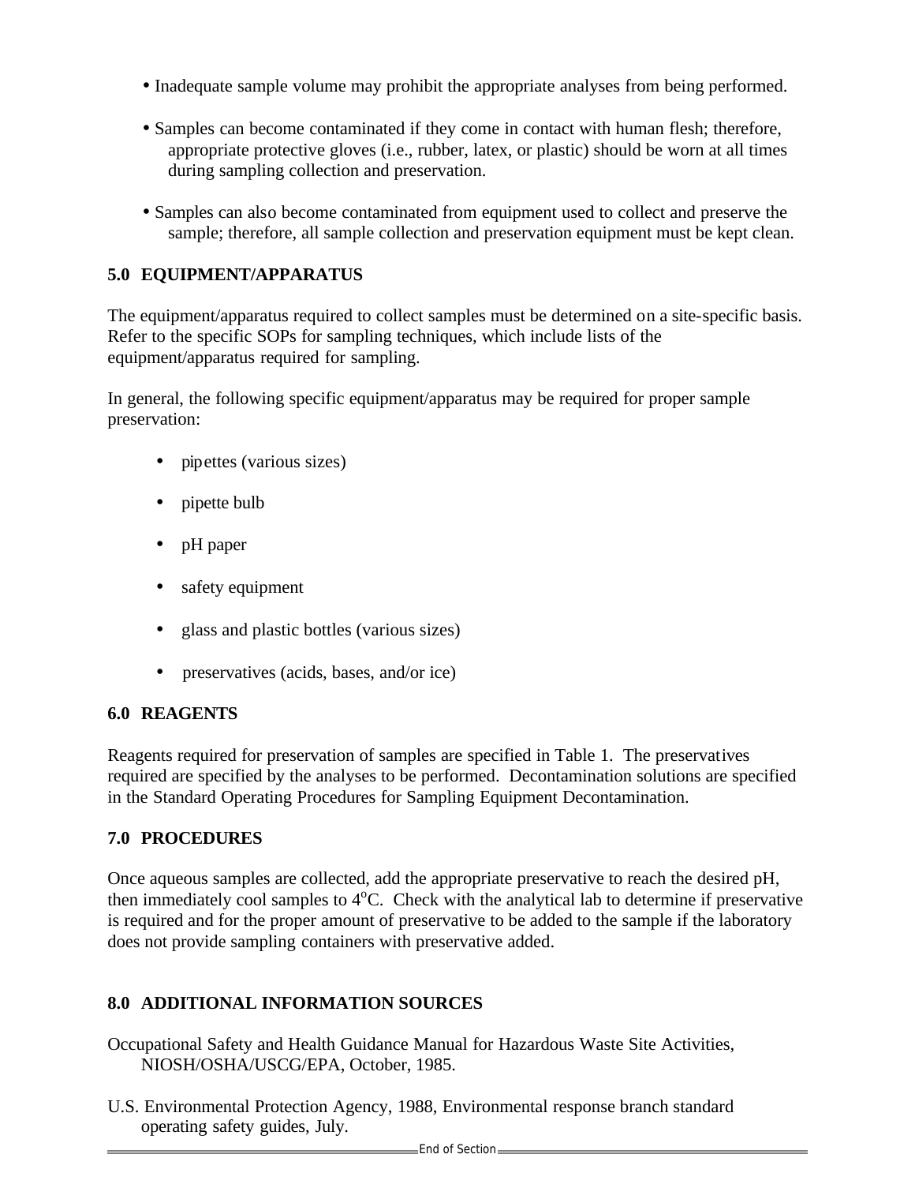- Inadequate sample volume may prohibit the appropriate analyses from being performed.

- Samples can become contaminated if they come in contact with human flesh; therefore, appropriate protective gloves (i.e., rubber, latex, or plastic) should be worn at all times during sampling collection and preservation.

- Samples can also become contaminated from equipment used to collect and preserve the sample; therefore, all sample collection and preservation equipment must be kept clean.

## 5.0 EQUIPMENT/APPARATUS

The equipment/apparatus required to collect samples must be determined on a site-specific basis. Refer to the specific SOPs for sampling techniques, which include lists of the equipment/apparatus required for sampling.

In general, the following specific equipment/apparatus may be required for proper sample preservation:

- pipettes (various sizes)
- pipette bulb
- pH paper
- safety equipment
- glass and plastic bottles (various sizes)
- preservatives (acids, bases, and/or ice)

## 6.0 REAGENTS

Reagents required for preservation of samples are specified in Table 1. The preservatives required are specified by the analyses to be performed. Decontamination solutions are specified in the Standard Operating Procedures for Sampling Equipment Decontamination.

## 7.0 PROCEDURES

Once aqueous samples are collected, add the appropriate preservative to reach the desired pH, then immediately cool samples to $4^{o}$C. Check with the analytical lab to determine if preservative is required and for the proper amount of preservative to be added to the sample if the laboratory does not provide sampling containers with preservative added.

## 8.0 ADDITIONAL INFORMATION SOURCES

Occupational Safety and Health Guidance Manual for Hazardous Waste Site Activities, NIOSH/OSHA/USCG/EPA, October, 1985.

U.S. Environmental Protection Agency, 1988, Environmental response branch standard operating safety guides, July.

End of Section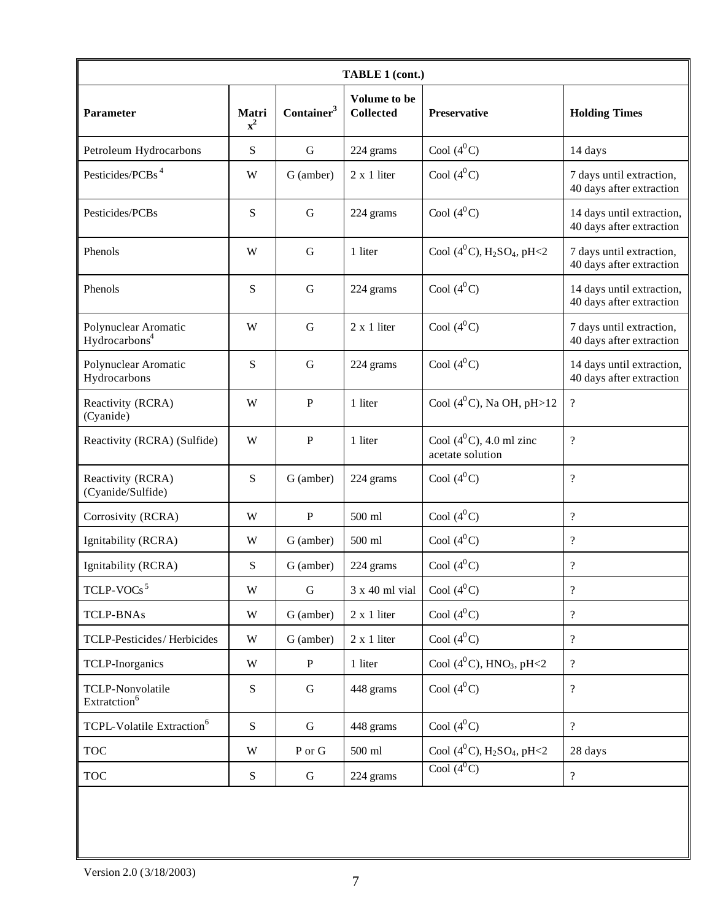| TABLE 1 (cont.) | | | | | |
|---|---|---|---|---|---|
| **Parameter** | **Matrix**[2] | **Container**[3] | **Volume to be Collected** | **Preservative** | **Holding Times** |
| Petroleum Hydrocarbons | S | G | 224 grams | Cool ($4^0$C) | 14 days |
| Pesticides/PCBs[4] | W | G (amber) | 2 x 1 liter | Cool ($4^0$C) | 7 days until extraction, 40 days after extraction |
| Pesticides/PCBs | S | G | 224 grams | Cool ($4^0$C) | 14 days until extraction, 40 days after extraction |
| Phenols | W | G | 1 liter | Cool ($4^0$C), $H_2SO_4$, pH<2 | 7 days until extraction, 40 days after extraction |
| Phenols | S | G | 224 grams | Cool ($4^0$C) | 14 days until extraction, 40 days after extraction |
| Polynuclear Aromatic Hydrocarbons[4] | W | G | 2 x 1 liter | Cool ($4^0$C) | 7 days until extraction, 40 days after extraction |
| Polynuclear Aromatic Hydrocarbons | S | G | 224 grams | Cool ($4^0$C) | 14 days until extraction, 40 days after extraction |
| Reactivity (RCRA) (Cyanide) | W | P | 1 liter | Cool ($4^0$C), Na OH, pH>12 | ? |
| Reactivity (RCRA) (Sulfide) | W | P | 1 liter | Cool ($4^0$C), 4.0 ml zinc acetate solution | ? |
| Reactivity (RCRA) (Cyanide/Sulfide) | S | G (amber) | 224 grams | Cool ($4^0$C) | ? |
| Corrosivity (RCRA) | W | P | 500 ml | Cool ($4^0$C) | ? |
| Ignitability (RCRA) | W | G (amber) | 500 ml | Cool ($4^0$C) | ? |
| Ignitability (RCRA) | S | G (amber) | 224 grams | Cool ($4^0$C) | ? |
| TCLP-VOCs[5] | W | G | 3 x 40 ml vial | Cool ($4^0$C) | ? |
| TCLP-BNAs | W | G (amber) | 2 x 1 liter | Cool ($4^0$C) | ? |
| TCLP-Pesticides/ Herbicides | W | G (amber) | 2 x 1 liter | Cool ($4^0$C) | ? |
| TCLP-Inorganics | W | P | 1 liter | Cool ($4^0$C), $HNO_3$, pH<2 | ? |
| TCLP-Nonvolatile Extratction[6] | S | G | 448 grams | Cool ($4^0$C) | ? |
| TCPL-Volatile Extraction[6] | S | G | 448 grams | Cool ($4^0$C) | ? |
| TOC | W | P or G | 500 ml | Cool ($4^0$C), $H_2SO_4$, pH<2 | 28 days |
| TOC | S | G | 224 grams | Cool ($4^0$C) | ? |

Version 2.0 (3/18/2003)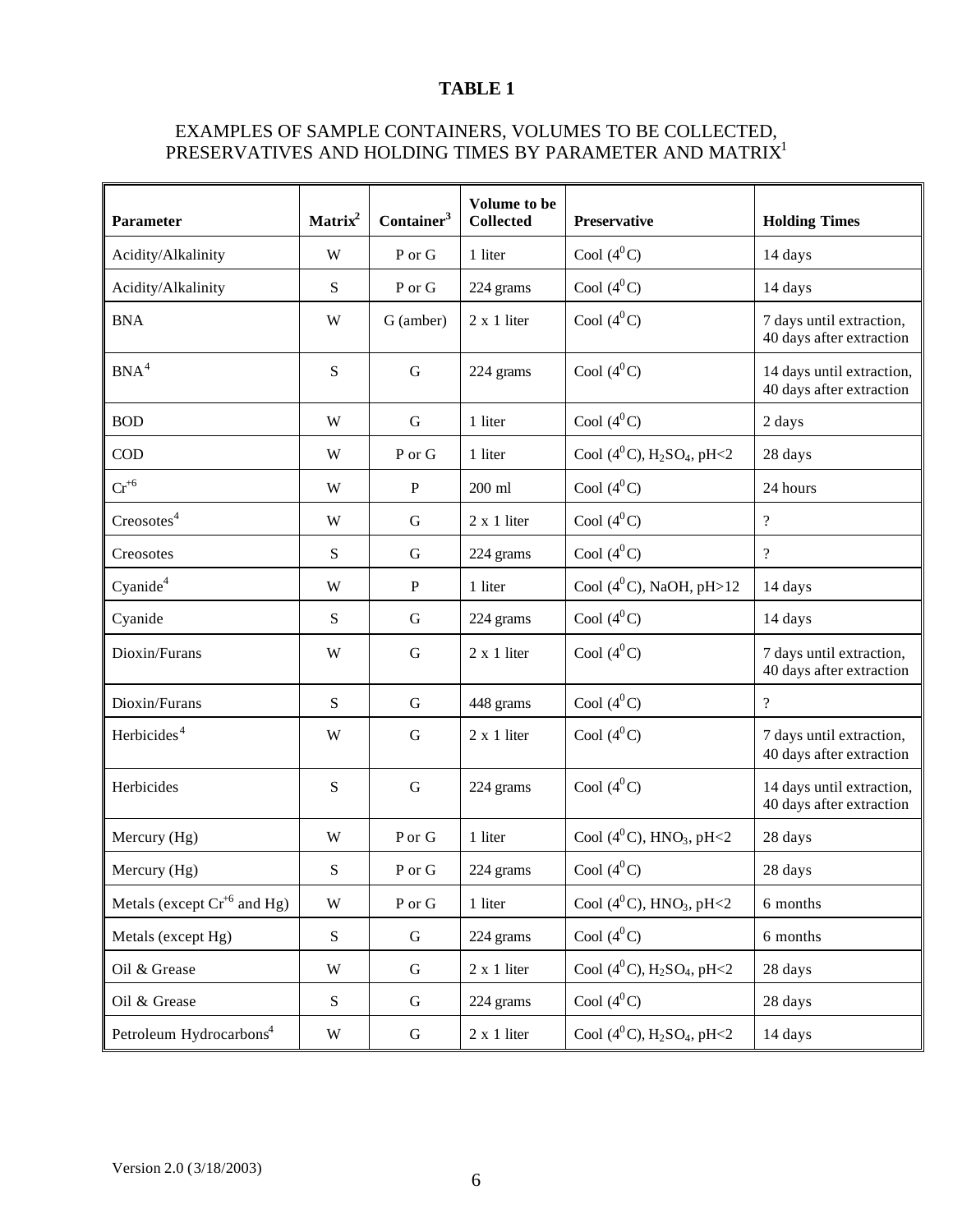# TABLE 1

## EXAMPLES OF SAMPLE CONTAINERS, VOLUMES TO BE COLLECTED, PRESERVATIVES AND HOLDING TIMES BY PARAMETER AND MATRIX[1]

| Parameter | Matrix[2] | Container[3] | Volume to be Collected | Preservative | Holding Times |
|---|---|---|---|---|---|
| Acidity/Alkalinity | W | P or G | 1 liter | Cool ($4^0$C) | 14 days |
| Acidity/Alkalinity | S | P or G | 224 grams | Cool ($4^0$C) | 14 days |
| BNA | W | G (amber) | 2 x 1 liter | Cool ($4^0$C) | 7 days until extraction, 40 days after extraction |
| BNA[4] | S | G | 224 grams | Cool ($4^0$C) | 14 days until extraction, 40 days after extraction |
| BOD | W | G | 1 liter | Cool ($4^0$C) | 2 days |
| COD | W | P or G | 1 liter | Cool ($4^0$C), $H_2SO_4$, pH<2 | 28 days |
| $Cr^{+6}$ | W | P | 200 ml | Cool ($4^0$C) | 24 hours |
| Creosotes[4] | W | G | 2 x 1 liter | Cool ($4^0$C) | ? |
| Creosotes | S | G | 224 grams | Cool ($4^0$C) | ? |
| Cyanide[4] | W | P | 1 liter | Cool ($4^0$C), NaOH, pH>12 | 14 days |
| Cyanide | S | G | 224 grams | Cool ($4^0$C) | 14 days |
| Dioxin/Furans | W | G | 2 x 1 liter | Cool ($4^0$C) | 7 days until extraction, 40 days after extraction |
| Dioxin/Furans | S | G | 448 grams | Cool ($4^0$C) | ? |
| Herbicides[4] | W | G | 2 x 1 liter | Cool ($4^0$C) | 7 days until extraction, 40 days after extraction |
| Herbicides | S | G | 224 grams | Cool ($4^0$C) | 14 days until extraction, 40 days after extraction |
| Mercury (Hg) | W | P or G | 1 liter | Cool ($4^0$C), $HNO_3$, pH<2 | 28 days |
| Mercury (Hg) | S | P or G | 224 grams | Cool ($4^0$C) | 28 days |
| Metals (except $Cr^{+6}$ and Hg) | W | P or G | 1 liter | Cool ($4^0$C), $HNO_3$, pH<2 | 6 months |
| Metals (except Hg) | S | G | 224 grams | Cool ($4^0$C) | 6 months |
| Oil & Grease | W | G | 2 x 1 liter | Cool ($4^0$C), $H_2SO_4$, pH<2 | 28 days |
| Oil & Grease | S | G | 224 grams | Cool ($4^0$C) | 28 days |
| Petroleum Hydrocarbons[4] | W | G | 2 x 1 liter | Cool ($4^0$C), $H_2SO_4$, pH<2 | 14 days |

Version 2.0 (3/18/2003)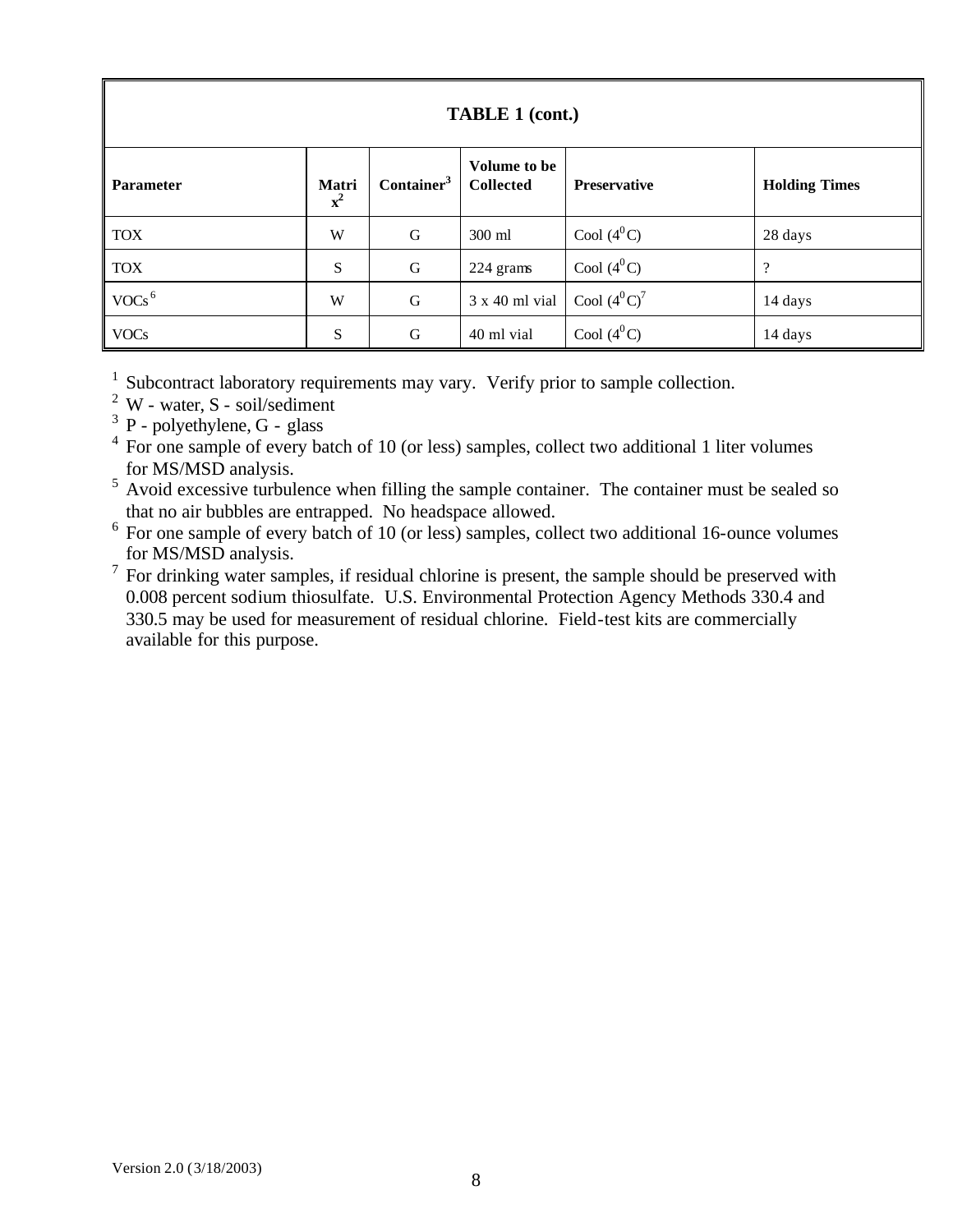**TABLE 1 (cont.)**

| Parameter | Matrix[2] | Container[3] | Volume to be Collected | Preservative | Holding Times |
|---|---|---|---|---|---|
| TOX | W | G | 300 ml | Cool ($4^0$C) | 28 days |
| TOX | S | G | 224 grams | Cool ($4^0$C) | ? |
| VOCs[6] | W | G | 3 x 40 ml vial | Cool ($4^0$C)[7] | 14 days |
| VOCs | S | G | 40 ml vial | Cool ($4^0$C) | 14 days |

[1] Subcontract laboratory requirements may vary. Verify prior to sample collection.
[2] W - water, S - soil/sediment
[3] P - polyethylene, G - glass
[4] For one sample of every batch of 10 (or less) samples, collect two additional 1 liter volumes for MS/MSD analysis.
[5] Avoid excessive turbulence when filling the sample container. The container must be sealed so that no air bubbles are entrapped. No headspace allowed.
[6] For one sample of every batch of 10 (or less) samples, collect two additional 16-ounce volumes for MS/MSD analysis.
[7] For drinking water samples, if residual chlorine is present, the sample should be preserved with 0.008 percent sodium thiosulfate. U.S. Environmental Protection Agency Methods 330.4 and 330.5 may be used for measurement residual chlorine. Field-test kits are commercially available for this purpose.

Version 2.0 (3/18/2003)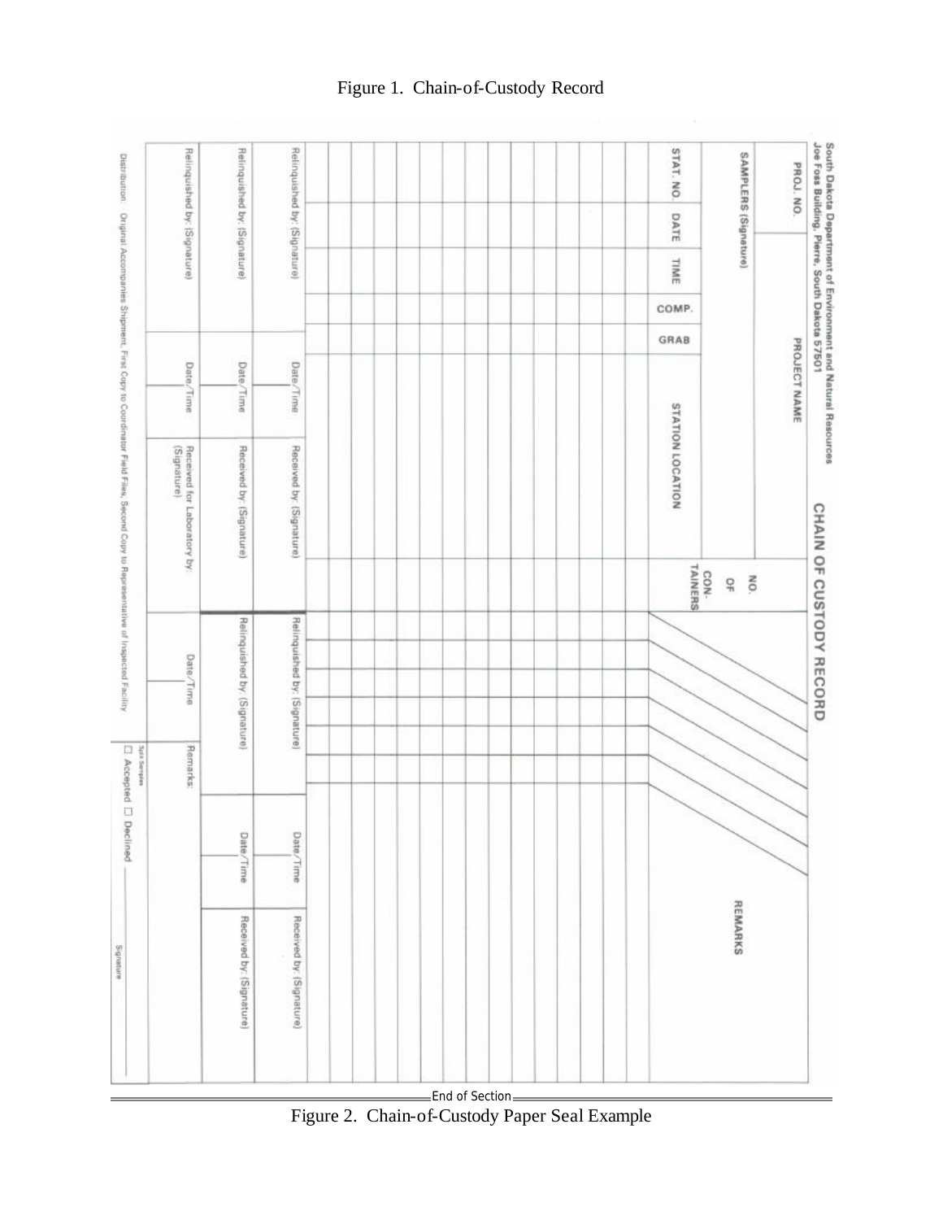Figure 1. Chain-of-Custody Record

South Dakota Department of Environment and Natural Resources
Joe Foss Building, Pierre, South Dakota 57501

# CHAIN OF CUSTODY RECORD

| PROJ. NO. | PROJECT NAME | | | | | | NO. OF CON-TAINERS | | REMARKS |
|---|---|---|---|---|---|---|---|---|---|
| SAMPLERS (Signature) | | | | | | | | | |
| STAT. NO. | DATE | TIME | COMP. | GRAB | STATION LOCATION | | | | |
| | | | | | | | | | |
| | | | | | | | | | |
| | | | | | | | | | |
| | | | | | | | | | |
| | | | | | | | | | |
| | | | | | | | | | |
| | | | | | | | | | |
| | | | | | | | | | |
| | | | | | | | | | |
| | | | | | | | | | |
| | | | | | | | | | |
| | | | | | | | | | |
| | | | | | | | | | |
| | | | | | | | | | |
| | | | | | | | | | |

| Relinquished by: (Signature) | Date/Time | Received by: (Signature) | Relinquished by: (Signature) | Date/Time | Received by: (Signature) |
|---|---|---|---|---|---|
| Relinquished by: (Signature) | Date/Time | Received by: (Signature) | Relinquished by: (Signature) | Date/Time | Received by: (Signature) |
| Relinquished by: (Signature) | Date/Time | Received for Laboratory by: (Signature) | Date/Time | Remarks: | |

Split Samples ☐ Accepted ☐ Declined \_\_\_\_\_\_\_\_\_\_ Signature

Distribution: Original Accompanies Shipment, First Copy to Coordinator Field Files, Second Copy to Representative of Inspected Facility

End of Section

Figure 2. Chain-of-Custody Paper Seal Example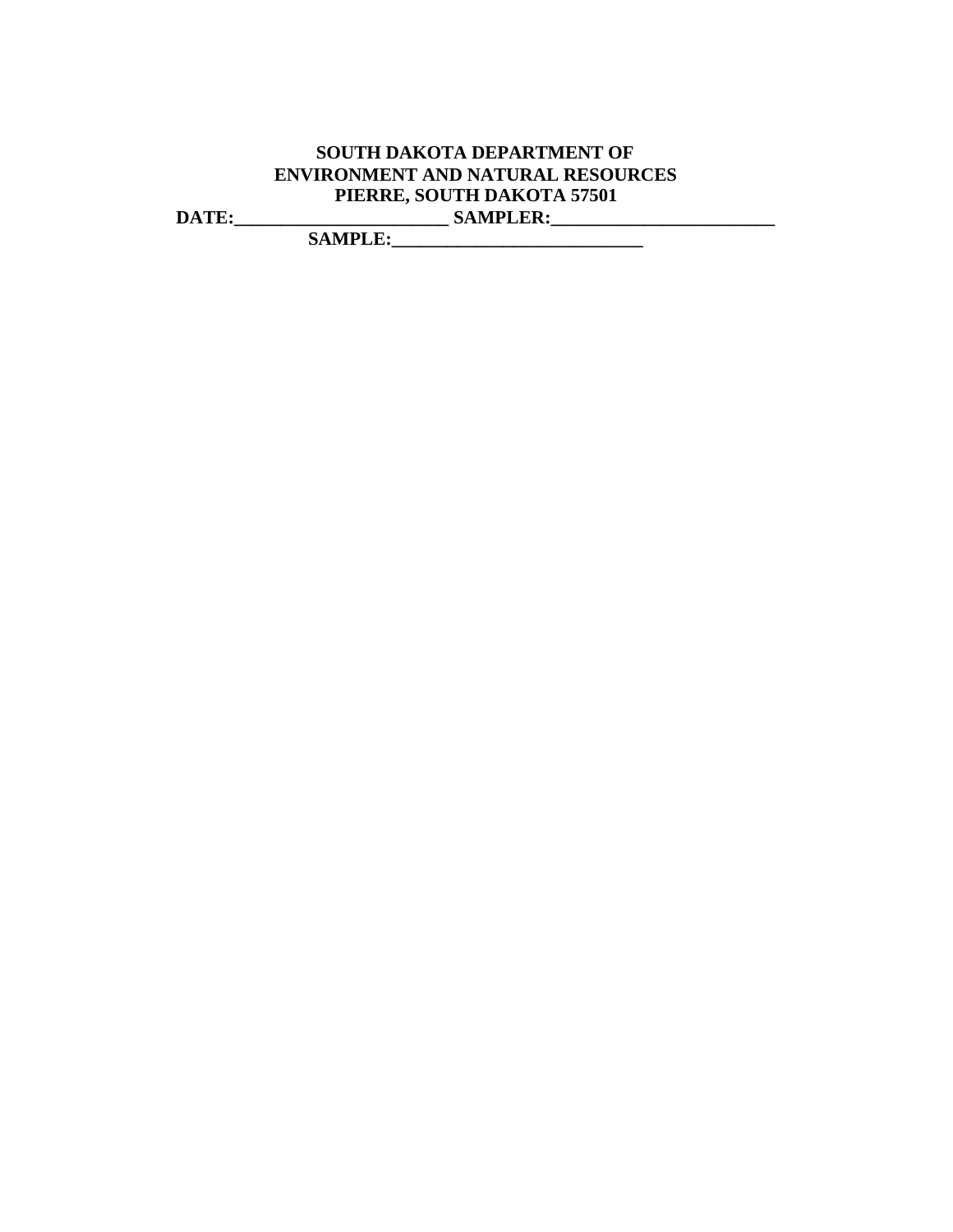**SOUTH DAKOTA DEPARTMENT OF**
**ENVIRONMENT AND NATURAL RESOURCES**
**PIERRE, SOUTH DAKOTA 57501**

**DATE:_______________________ SAMPLER:________________________**

**SAMPLE:___________________________**